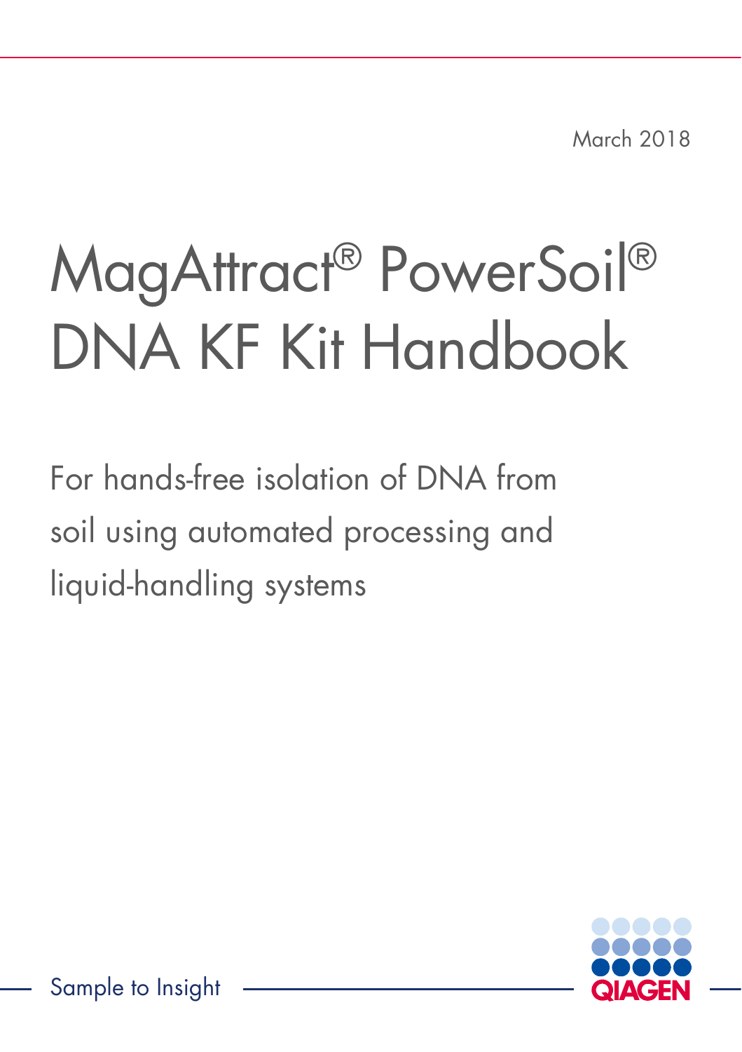March 2018

# MagAttract® PowerSoil® DNA KF Kit Handbook

For hands-free isolation of DNA from soil using automated processing and liquid-handling systems

Sample to Insight

QIAGEN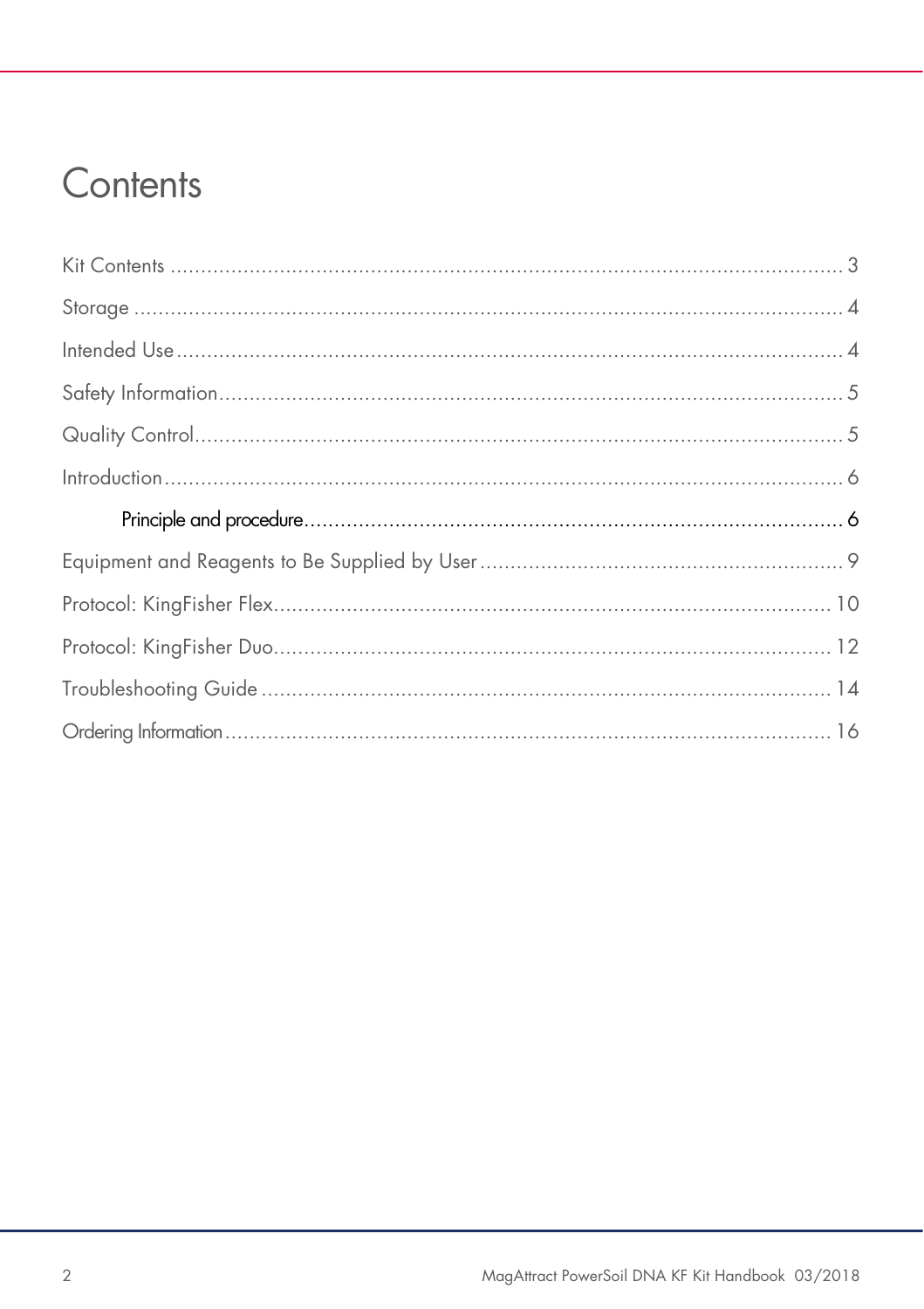# Contents

Kit Contents ........................................................................................................ 3

Storage ................................................................................................................ 4

Intended Use ....................................................................................................... 4

Safety Information ............................................................................................... 5

Quality Control ..................................................................................................... 5

Introduction .......................................................................................................... 6

    Principle and procedure .................................................................................. 6

Equipment and Reagents to Be Supplied by User ................................................. 9

Protocol: KingFisher Flex ...................................................................................... 10

Protocol: KingFisher Duo ..................................................................................... 12

Troubleshooting Guide ........................................................................................ 14

Ordering Information ........................................................................................... 16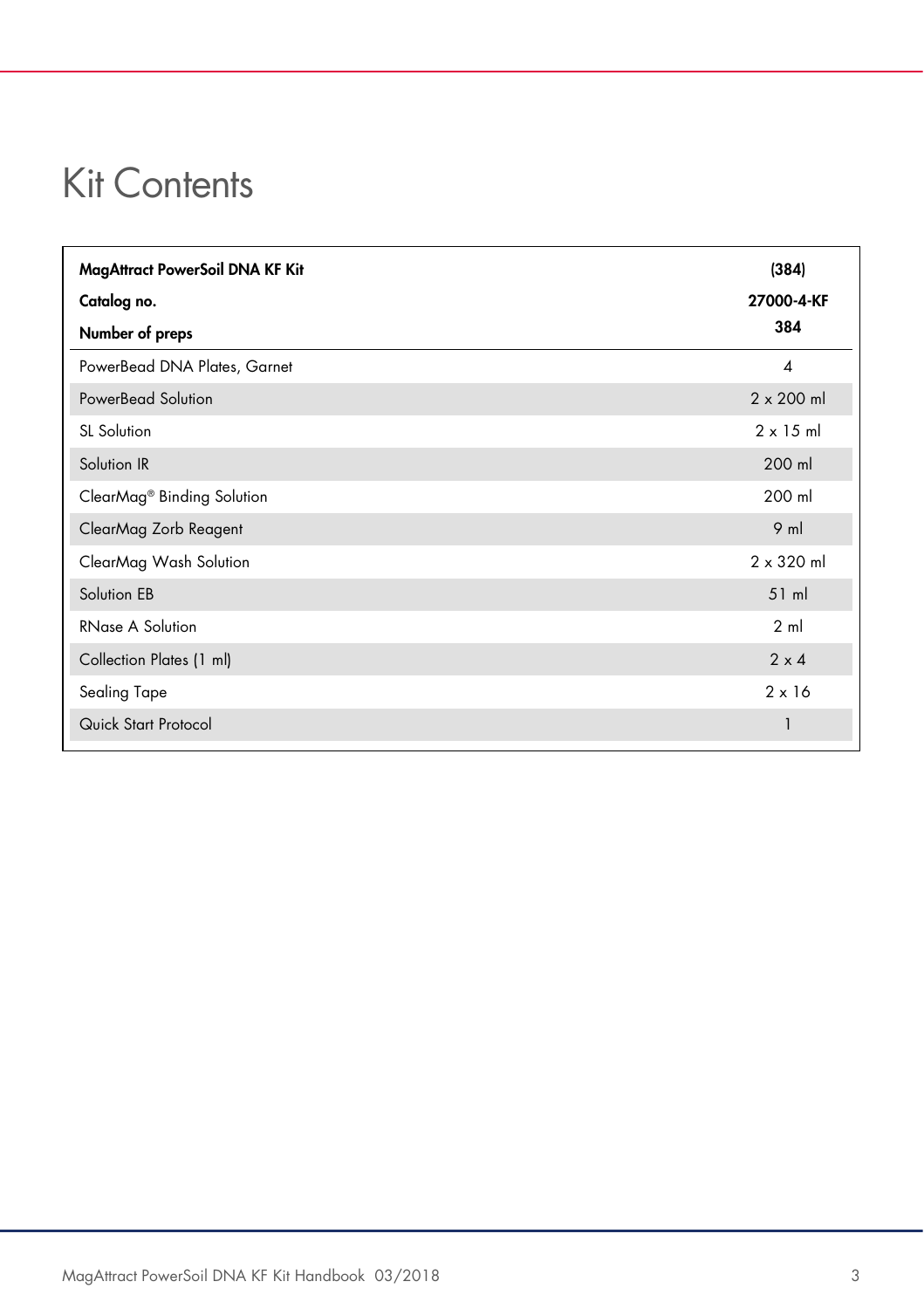# Kit Contents

| **MagAttract PowerSoil DNA KF Kit**<br>**Catalog no.**<br>**Number of preps** | **(384)**<br>**27000-4-KF**<br>**384** |
|---|---|
| PowerBead DNA Plates, Garnet | 4 |
| PowerBead Solution | 2 x 200 ml |
| SL Solution | 2 x 15 ml |
| Solution IR | 200 ml |
| ClearMag® Binding Solution | 200 ml |
| ClearMag Zorb Reagent | 9 ml |
| ClearMag Wash Solution | 2 x 320 ml |
| Solution EB | 51 ml |
| RNase A Solution | 2 ml |
| Collection Plates (1 ml) | 2 x 4 |
| Sealing Tape | 2 x 16 |
| Quick Start Protocol | 1 |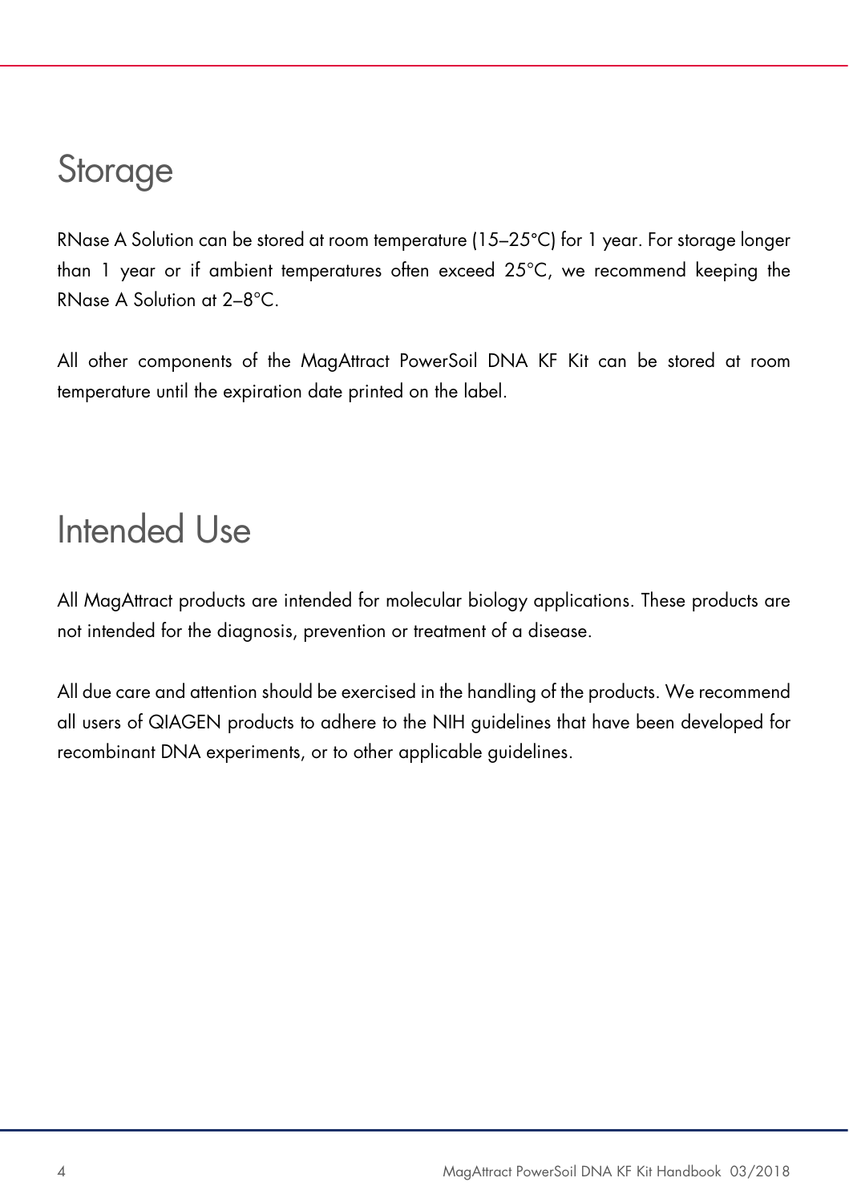# Storage

RNase A Solution can be stored at room temperature (15–25°C) for 1 year. For storage longer than 1 year or if ambient temperatures often exceed 25°C, we recommend keeping the RNase A Solution at 2–8°C.

All other components of the MagAttract PowerSoil DNA KF Kit can be stored at room temperature until the expiration date printed on the label.

# Intended Use

All MagAttract products are intended for molecular biology applications. These products are not intended for the diagnosis, prevention or treatment of a disease.

All due care and attention should be exercised in the handling of the products. We recommend all users of QIAGEN products to adhere to the NIH guidelines that have been developed for recombinant DNA experiments, or to other applicable guidelines.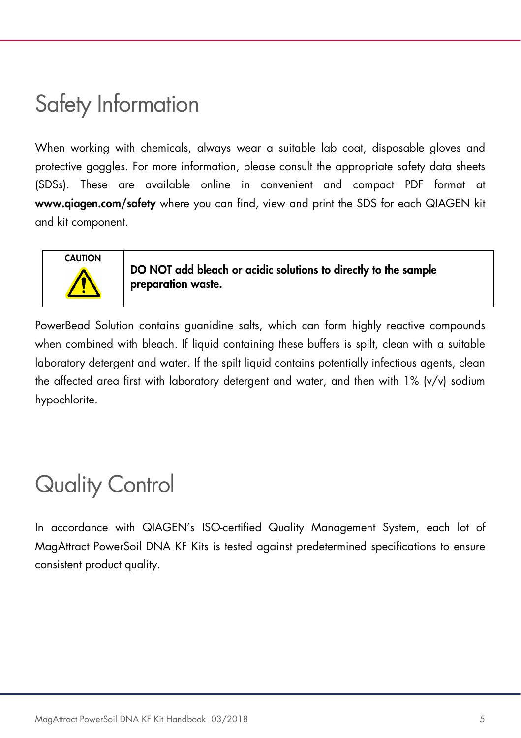# Safety Information

When working with chemicals, always wear a suitable lab coat, disposable gloves and protective goggles. For more information, please consult the appropriate safety data sheets (SDSs). These are available online in convenient and compact PDF format at **www.qiagen.com/safety** where you can find, view and print the SDS for each QIAGEN kit and kit component.

| CAUTION | **DO NOT add bleach or acidic solutions to directly to the sample preparation waste.** |
|---|---|

PowerBead Solution contains guanidine salts, which can form highly reactive compounds when combined with bleach. If liquid containing these buffers is spilt, clean with a suitable laboratory detergent and water. If the spilt liquid contains potentially infectious agents, clean the affected area first with laboratory detergent and water, and then with 1% (v/v) sodium hypochlorite.

# Quality Control

In accordance with QIAGEN's ISO-certified Quality Management System, each lot of MagAttract PowerSoil DNA KF Kits is tested against predetermined specifications to ensure consistent product quality.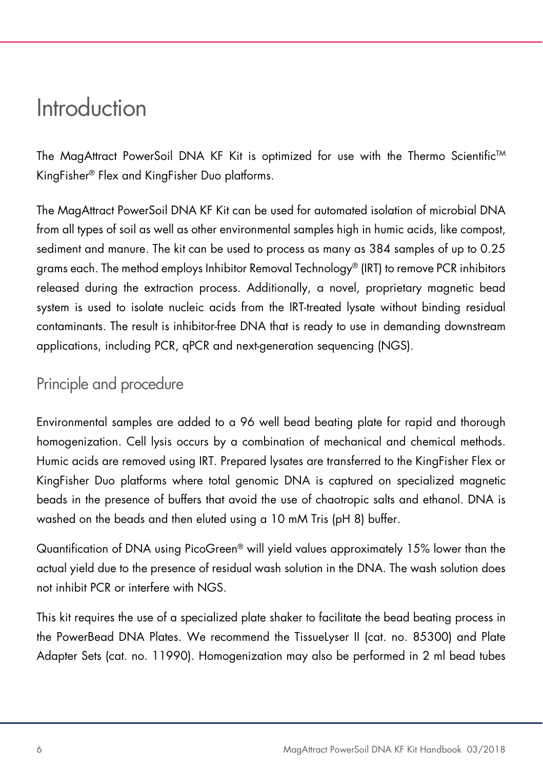# Introduction

The MagAttract PowerSoil DNA KF Kit is optimized for use with the Thermo Scientific™ KingFisher® Flex and KingFisher Duo platforms.

The MagAttract PowerSoil DNA KF Kit can be used for automated isolation of microbial DNA from all types of soil as well as other environmental samples high in humic acids, like compost, sediment and manure. The kit can be used to process as many as 384 samples of up to 0.25 grams each. The method employs Inhibitor Removal Technology® (IRT) to remove PCR inhibitors released during the extraction process. Additionally, a novel, proprietary magnetic bead system is used to isolate nucleic acids from the IRT-treated lysate without binding residual contaminants. The result is inhibitor-free DNA that is ready to use in demanding downstream applications, including PCR, qPCR and next-generation sequencing (NGS).

## Principle and procedure

Environmental samples are added to a 96 well bead beating plate for rapid and thorough homogenization. Cell lysis occurs by a combination of mechanical and chemical methods. Humic acids are removed using IRT. Prepared lysates are transferred to the KingFisher Flex or KingFisher Duo platforms where total genomic DNA is captured on specialized magnetic beads in the presence of buffers that avoid the use of chaotropic salts and ethanol. DNA is washed on the beads and then eluted using a 10 mM Tris (pH 8) buffer.

Quantification of DNA using PicoGreen® will yield values approximately 15% lower than the actual yield due to the presence of residual wash solution in the DNA. The wash solution does not inhibit PCR or interfere with NGS.

This kit requires the use of a specialized plate shaker to facilitate the bead beating process in the PowerBead DNA Plates. We recommend the TissueLyser II (cat. no. 85300) and Plate Adapter Sets (cat. no. 11990). Homogenization may also be performed in 2 ml bead tubes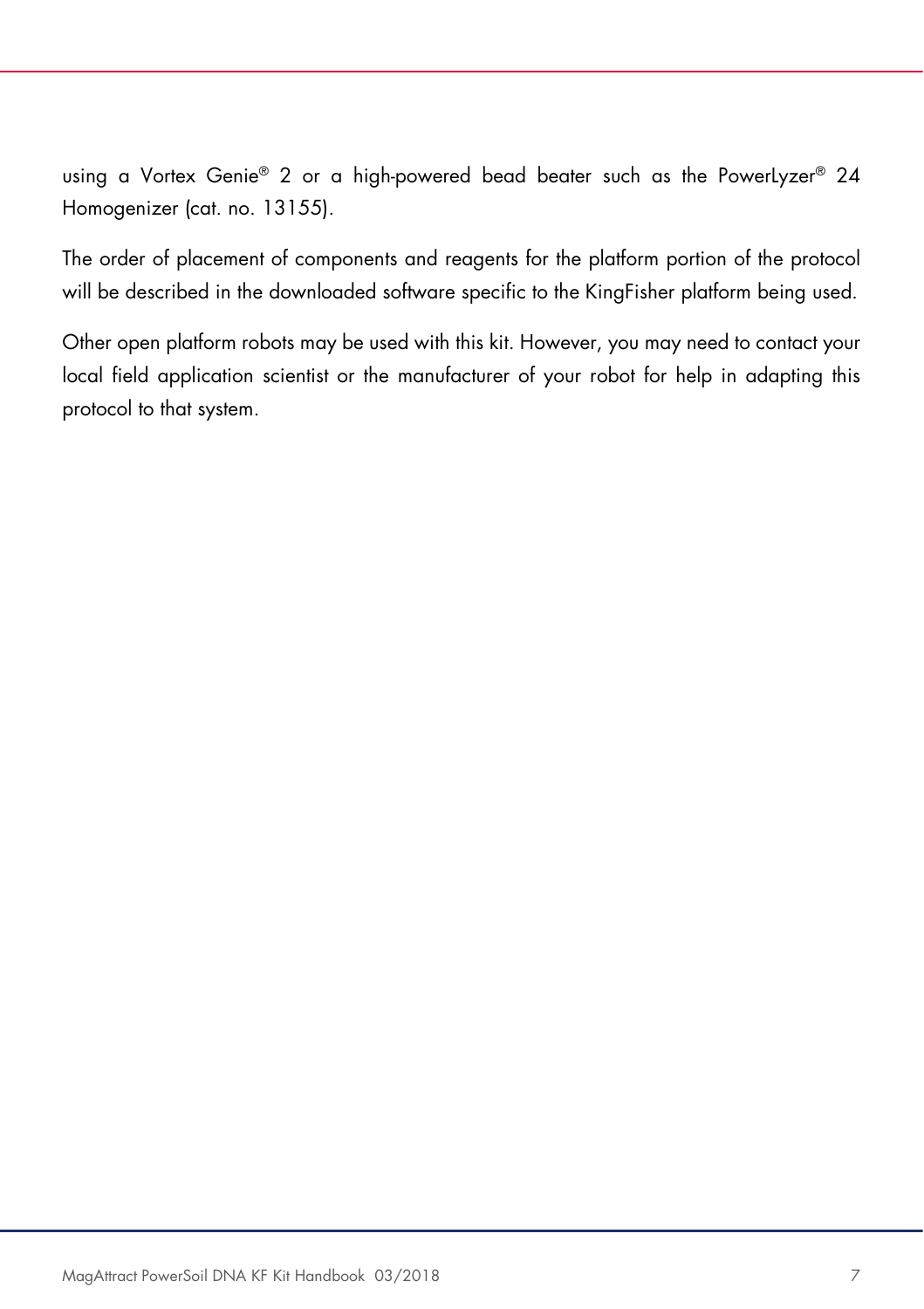using a Vortex Genie® 2 or a high-powered bead beater such as the PowerLyzer® 24 Homogenizer (cat. no. 13155).

The order of placement of components and reagents for the platform portion of the protocol will be described in the downloaded software specific to the KingFisher platform being used.

Other open platform robots may be used with this kit. However, you may need to contact your local field application scientist or the manufacturer of your robot for help in adapting this protocol to that system.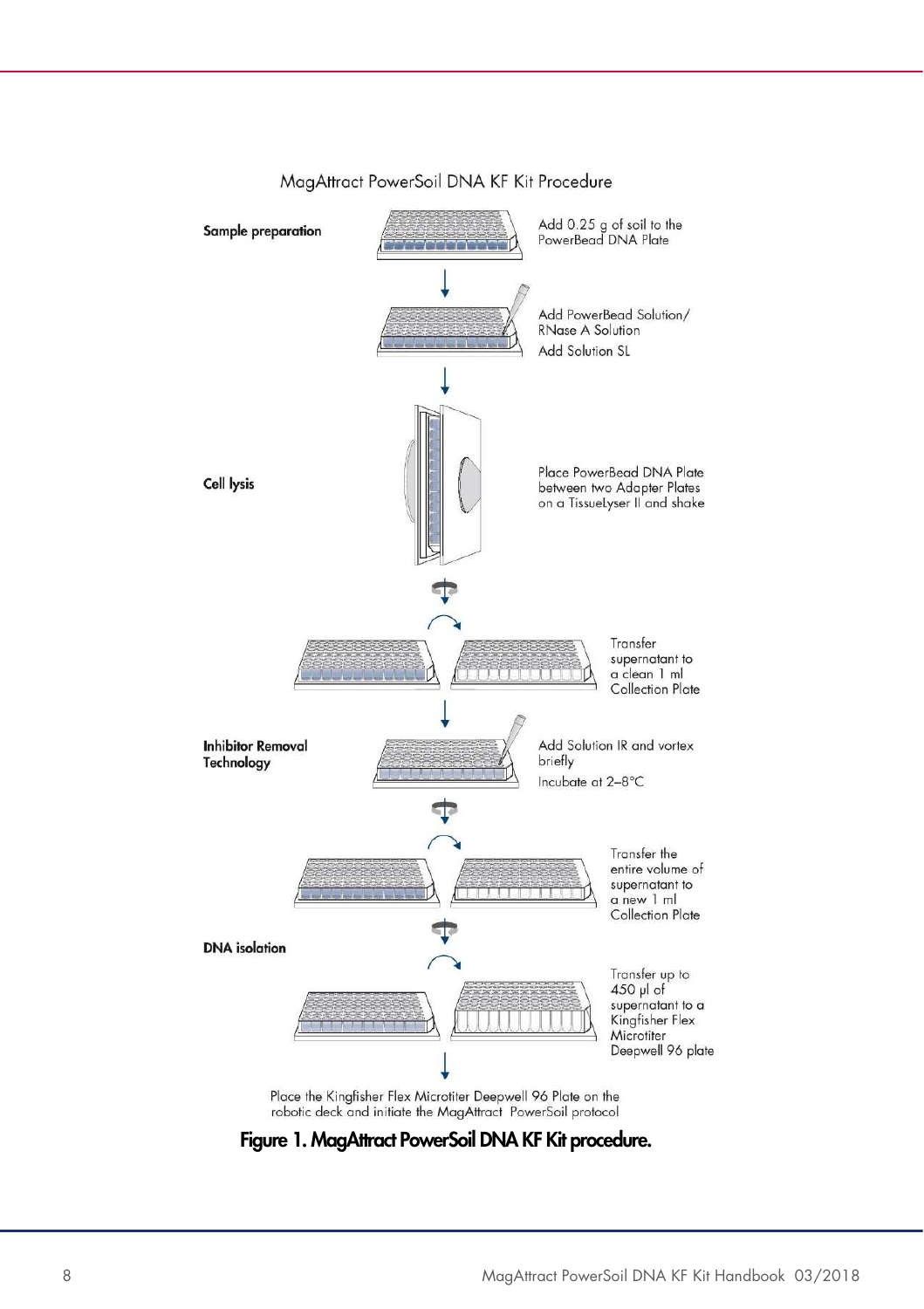MagAttract PowerSoil DNA KF Kit Procedure

**Sample preparation**

Add 0.25 g of soil to the PowerBead DNA Plate

Add PowerBead Solution/ RNase A Solution

Add Solution SL

**Cell lysis**

Place PowerBead DNA Plate between two Adapter Plates on a TissueLyser II and shake

Transfer supernatant to a clean 1 ml Collection Plate

**Inhibitor Removal Technology**

Add Solution IR and vortex briefly

Incubate at 2–8°C

Transfer the entire volume of supernatant to a new 1 ml Collection Plate

**DNA isolation**

Transfer up to 450 µl of supernatant to a Kingfisher Flex Microtiter Deepwell 96 plate

Place the Kingfisher Flex Microtiter Deepwell 96 Plate on the robotic deck and initiate the MagAttract PowerSoil protocol

**Figure 1. MagAttract PowerSoil DNA KF Kit procedure.**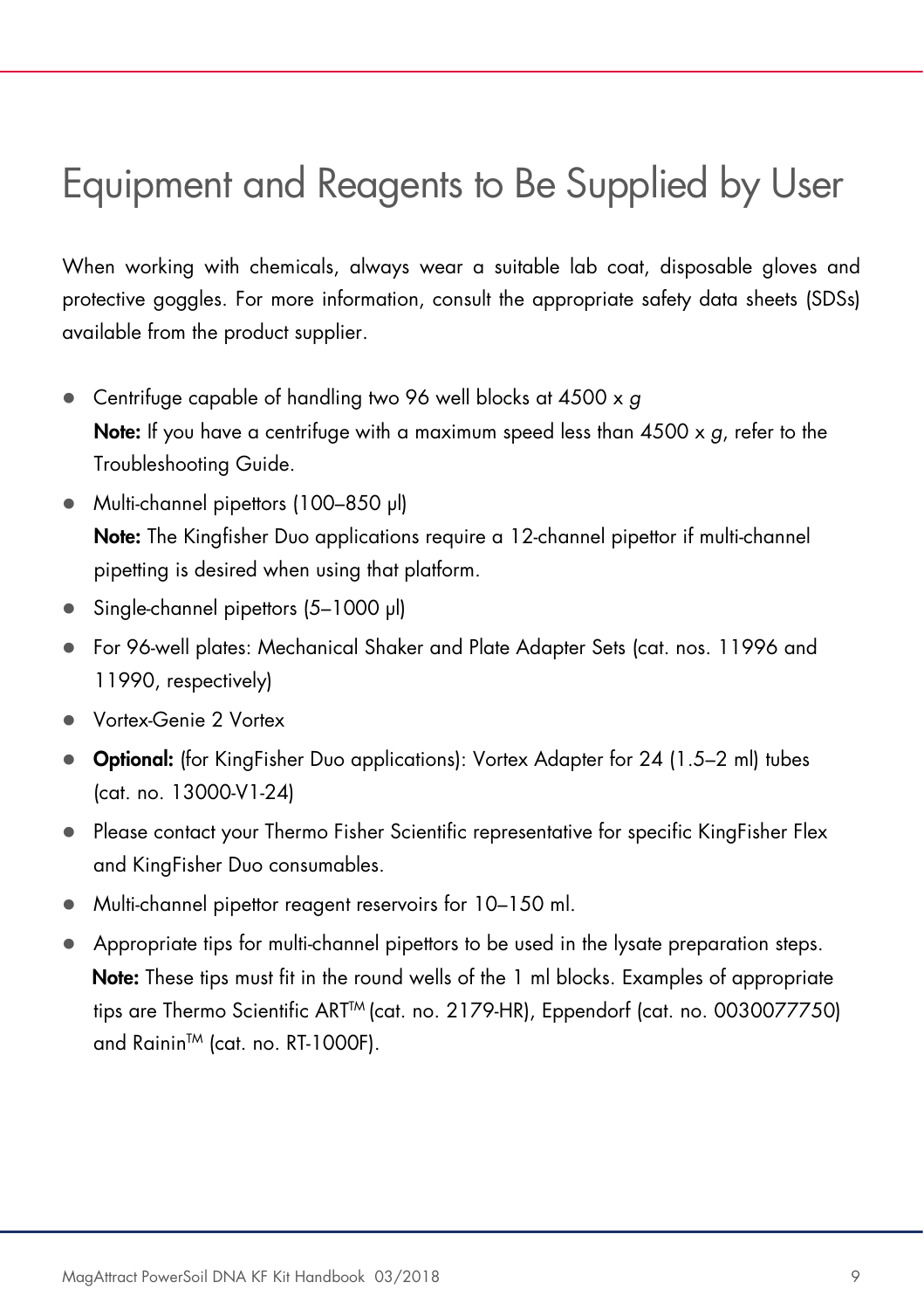# Equipment and Reagents to Be Supplied by User

When working with chemicals, always wear a suitable lab coat, disposable gloves and protective goggles. For more information, consult the appropriate safety data sheets (SDSs) available from the product supplier.

- Centrifuge capable of handling two 96 well blocks at 4500 x *g*
  **Note:** If you have a centrifuge with a maximum speed less than 4500 x *g*, refer to the Troubleshooting Guide.
- Multi-channel pipettors (100–850 µl)
  **Note:** The Kingfisher Duo applications require a 12-channel pipettor if multi-channel pipetting is desired when using that platform.
- Single-channel pipettors (5–1000 µl)
- For 96-well plates: Mechanical Shaker and Plate Adapter Sets (cat. nos. 11996 and 11990, respectively)
- Vortex-Genie 2 Vortex
- **Optional:** (for KingFisher Duo applications): Vortex Adapter for 24 (1.5–2 ml) tubes (cat. no. 13000-V1-24)
- Please contact your Thermo Fisher Scientific representative for specific KingFisher Flex and KingFisher Duo consumables.
- Multi-channel pipettor reagent reservoirs for 10–150 ml.
- Appropriate tips for multi-channel pipettors to be used in the lysate preparation steps.
  **Note:** These tips must fit in the round wells of the 1 ml blocks. Examples of appropriate tips are Thermo Scientific ART™ (cat. no. 2179-HR), Eppendorf (cat. no. 0030077750) and Rainin™ (cat. no. RT-1000F).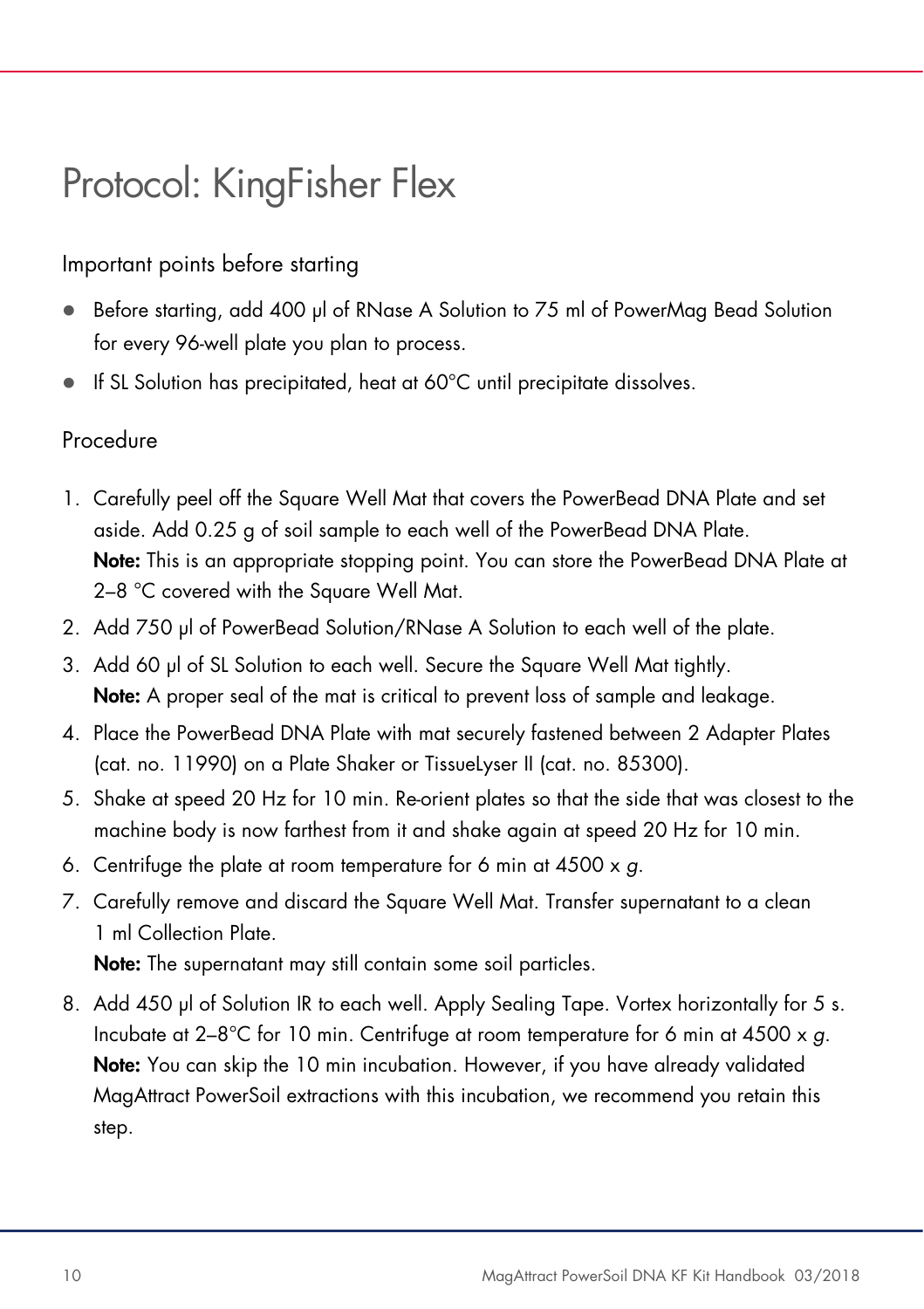# Protocol: KingFisher Flex

## Important points before starting

- Before starting, add 400 µl of RNase A Solution to 75 ml of PowerMag Bead Solution for every 96-well plate you plan to process.
- If SL Solution has precipitated, heat at 60°C until precipitate dissolves.

## Procedure

1. Carefully peel off the Square Well Mat that covers the PowerBead DNA Plate and set aside. Add 0.25 g of soil sample to each well of the PowerBead DNA Plate.
   **Note:** This is an appropriate stopping point. You can store the PowerBead DNA Plate at 2–8 °C covered with the Square Well Mat.
2. Add 750 µl of PowerBead Solution/RNase A Solution to each well of the plate.
3. Add 60 µl of SL Solution to each well. Secure the Square Well Mat tightly.
   **Note:** A proper seal of the mat is critical to prevent loss of sample and leakage.
4. Place the PowerBead DNA Plate with mat securely fastened between 2 Adapter Plates (cat. no. 11990) on a Plate Shaker or TissueLyser II (cat. no. 85300).
5. Shake at speed 20 Hz for 10 min. Re-orient plates so that the side that was closest to the machine body is now farthest from it and shake again at speed 20 Hz for 10 min.
6. Centrifuge the plate at room temperature for 6 min at 4500 x *g*.
7. Carefully remove and discard the Square Well Mat. Transfer supernatant to a clean 1 ml Collection Plate.
   **Note:** The supernatant may still contain some soil particles.
8. Add 450 µl of Solution IR to each well. Apply Sealing Tape. Vortex horizontally for 5 s. Incubate at 2–8°C for 10 min. Centrifuge at room temperature for 6 min at 4500 x *g*.
   **Note:** You can skip the 10 min incubation. However, if you have already validated MagAttract PowerSoil extractions with this incubation, we recommend you retain this step.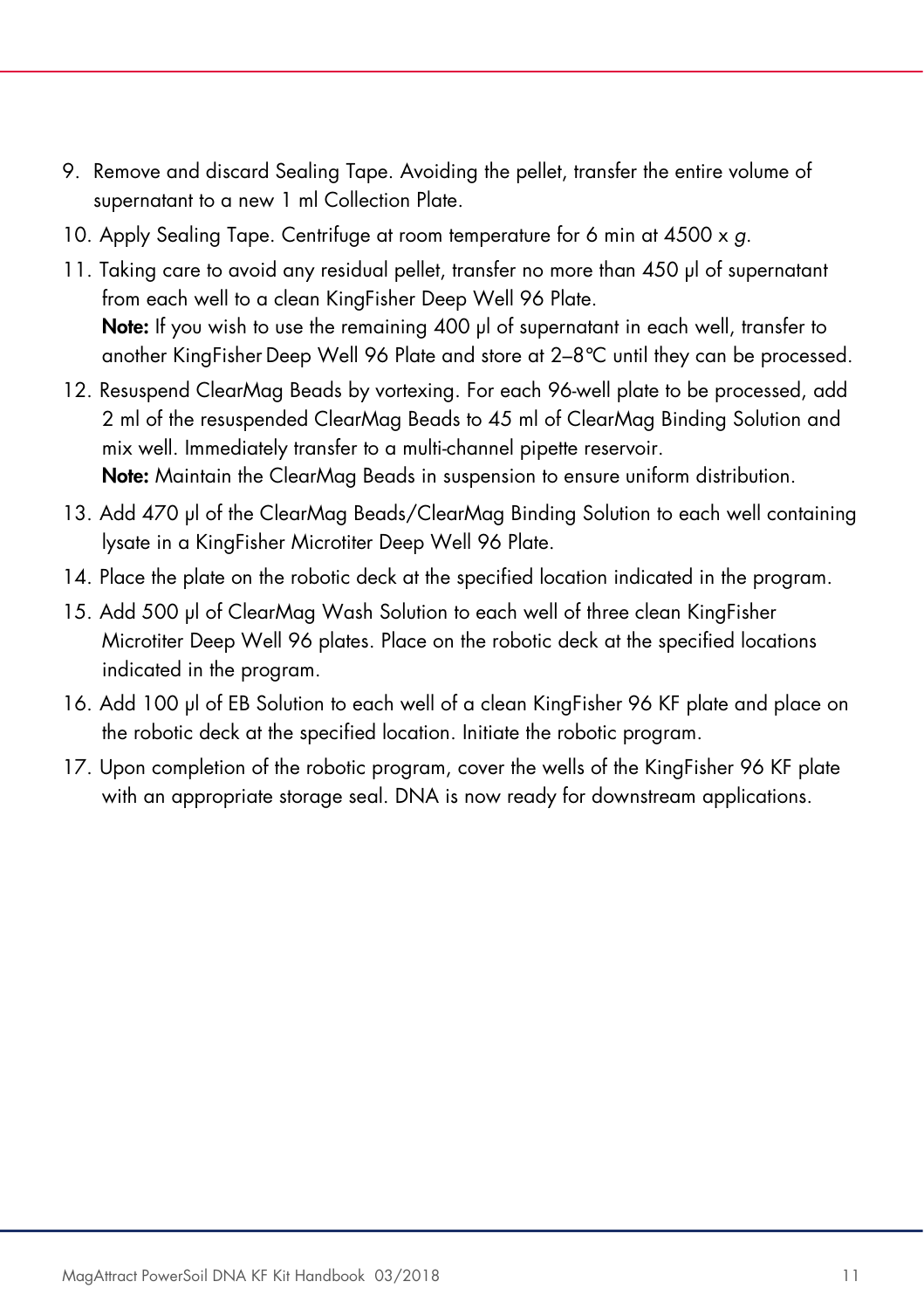9. Remove and discard Sealing Tape. Avoiding the pellet, transfer the entire volume of supernatant to a new 1 ml Collection Plate.
10. Apply Sealing Tape. Centrifuge at room temperature for 6 min at 4500 x *g*.
11. Taking care to avoid any residual pellet, transfer no more than 450 µl of supernatant from each well to a clean KingFisher Deep Well 96 Plate.
    **Note:** If you wish to use the remaining 400 µl of supernatant in each well, transfer to another KingFisher Deep Well 96 Plate and store at 2–8°C until they can be processed.
12. Resuspend ClearMag Beads by vortexing. For each 96-well plate to be processed, add 2 ml of the resuspended ClearMag Beads to 45 ml of ClearMag Binding Solution and mix well. Immediately transfer to a multi-channel pipette reservoir.
    **Note:** Maintain the ClearMag Beads in suspension to ensure uniform distribution.
13. Add 470 µl of the ClearMag Beads/ClearMag Binding Solution to each well containing lysate in a KingFisher Microtiter Deep Well 96 Plate.
14. Place the plate on the robotic deck at the specified location indicated in the program.
15. Add 500 µl of ClearMag Wash Solution to each well of three clean KingFisher Microtiter Deep Well 96 plates. Place on the robotic deck at the specified locations indicated in the program.
16. Add 100 µl of EB Solution to each well of a clean KingFisher 96 KF plate and place on the robotic deck at the specified location. Initiate the robotic program.
17. Upon completion of the robotic program, cover the wells of the KingFisher 96 KF plate with an appropriate storage seal. DNA is now ready for downstream applications.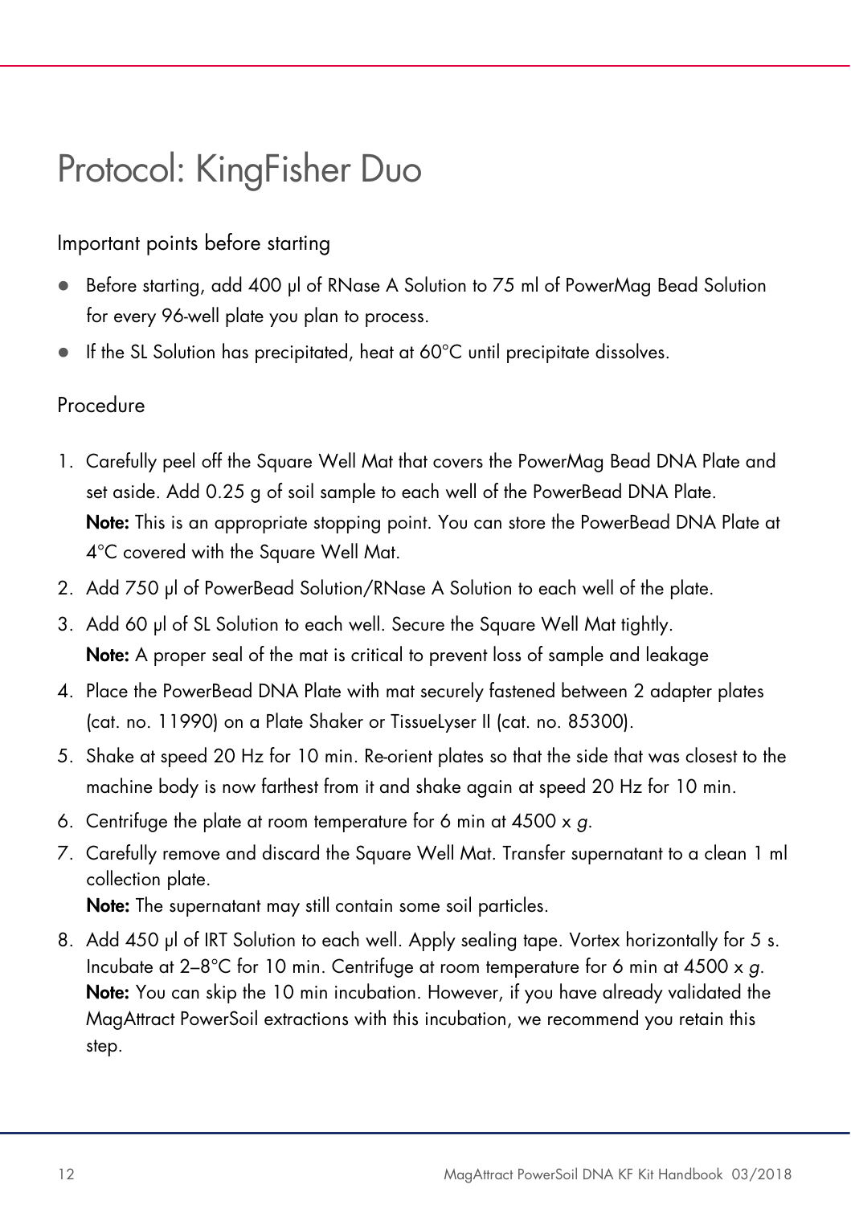# Protocol: KingFisher Duo

## Important points before starting

- Before starting, add 400 µl of RNase A Solution to 75 ml of PowerMag Bead Solution for every 96-well plate you plan to process.
- If the SL Solution has precipitated, heat at 60°C until precipitate dissolves.

## Procedure

1. Carefully peel off the Square Well Mat that covers the PowerMag Bead DNA Plate and set aside. Add 0.25 g of soil sample to each well of the PowerBead DNA Plate.
   **Note:** This is an appropriate stopping point. You can store the PowerBead DNA Plate at 4°C covered with the Square Well Mat.
2. Add 750 µl of PowerBead Solution/RNase A Solution to each well of the plate.
3. Add 60 µl of SL Solution to each well. Secure the Square Well Mat tightly.
   **Note:** A proper seal of the mat is critical to prevent loss of sample and leakage
4. Place the PowerBead DNA Plate with mat securely fastened between 2 adapter plates (cat. no. 11990) on a Plate Shaker or TissueLyser II (cat. no. 85300).
5. Shake at speed 20 Hz for 10 min. Re-orient plates so that the side that was closest to the machine body is now farthest from it and shake again at speed 20 Hz for 10 min.
6. Centrifuge the plate at room temperature for 6 min at 4500 x *g*.
7. Carefully remove and discard the Square Well Mat. Transfer supernatant to a clean 1 ml collection plate.
   **Note:** The supernatant may still contain some soil particles.
8. Add 450 µl of IRT Solution to each well. Apply sealing tape. Vortex horizontally for 5 s. Incubate at 2–8°C for 10 min. Centrifuge at room temperature for 6 min at 4500 x *g*.
   **Note:** You can skip the 10 min incubation. However, if you have already validated the MagAttract PowerSoil extractions with this incubation, we recommend you retain this step.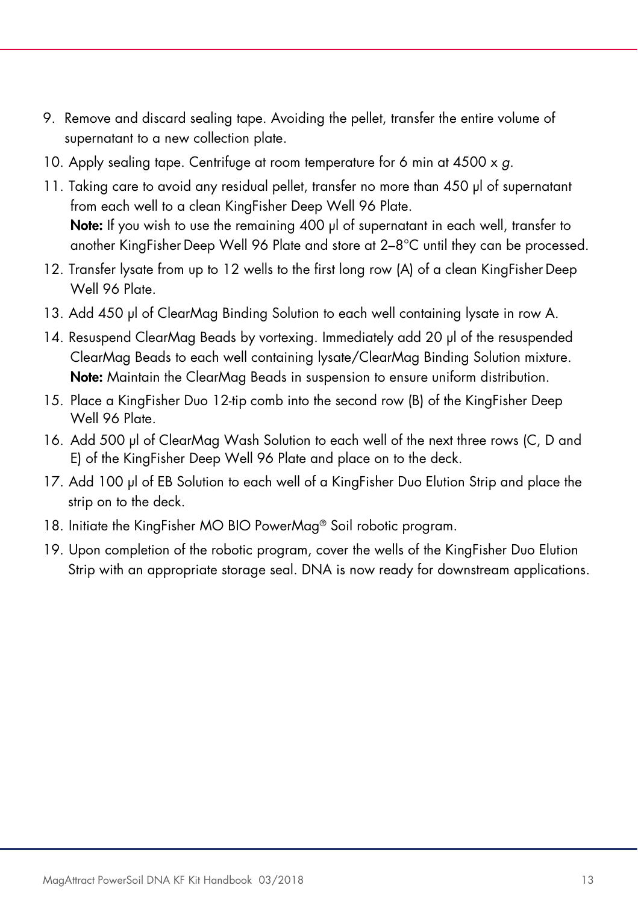9. Remove and discard sealing tape. Avoiding the pellet, transfer the entire volume of supernatant to a new collection plate.
10. Apply sealing tape. Centrifuge at room temperature for 6 min at 4500 x *g*.
11. Taking care to avoid any residual pellet, transfer no more than 450 µl of supernatant from each well to a clean KingFisher Deep Well 96 Plate.
    **Note:** If you wish to use the remaining 400 µl of supernatant in each well, transfer to another KingFisher Deep Well 96 Plate and store at 2–8°C until they can be processed.
12. Transfer lysate from up to 12 wells to the first long row (A) of a clean KingFisher Deep Well 96 Plate.
13. Add 450 µl of ClearMag Binding Solution to each well containing lysate in row A.
14. Resuspend ClearMag Beads by vortexing. Immediately add 20 µl of the resuspended ClearMag Beads to each well containing lysate/ClearMag Binding Solution mixture.
    **Note:** Maintain the ClearMag Beads in suspension to ensure uniform distribution.
15. Place a KingFisher Duo 12-tip comb into the second row (B) of the KingFisher Deep Well 96 Plate.
16. Add 500 µl of ClearMag Wash Solution to each well of the next three rows (C, D and E) of the KingFisher Deep Well 96 Plate and place on to the deck.
17. Add 100 µl of EB Solution to each well of a KingFisher Duo Elution Strip and place the strip on to the deck.
18. Initiate the KingFisher MO BIO PowerMag® Soil robotic program.
19. Upon completion of the robotic program, cover the wells of the KingFisher Duo Elution Strip with an appropriate storage seal. DNA is now ready for downstream applications.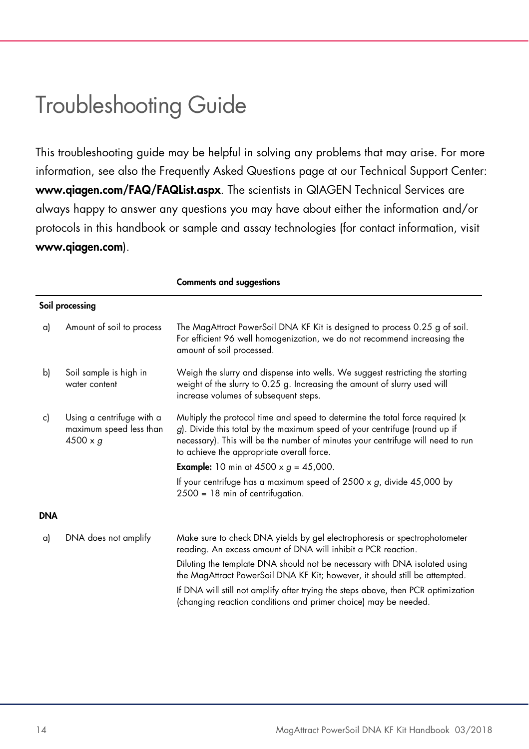# Troubleshooting Guide

This troubleshooting guide may be helpful in solving any problems that may arise. For more information, see also the Frequently Asked Questions page at our Technical Support Center: **www.qiagen.com/FAQ/FAQList.aspx**. The scientists in QIAGEN Technical Services are always happy to answer any questions you may have about either the information and/or protocols in this handbook or sample and assay technologies (for contact information, visit **www.qiagen.com**).

| | | Comments and suggestions |
|---|---|---|
| **Soil processing** | | |
| a) | Amount of soil to process | The MagAttract PowerSoil DNA KF Kit is designed to process 0.25 g of soil. For efficient 96 well homogenization, we do not recommend increasing the amount of soil processed. |
| b) | Soil sample is high in water content | Weigh the slurry and dispense into wells. We suggest restricting the starting weight of the slurry to 0.25 g. Increasing the amount of slurry used will increase volumes of subsequent steps. |
| c) | Using a centrifuge with a maximum speed less than 4500 x *g* | Multiply the protocol time and speed to determine the total force required (x *g*). Divide this total by the maximum speed of your centrifuge (round up if necessary). This will be the number of minutes your centrifuge will need to run to achieve the appropriate overall force.<br>**Example:** 10 min at 4500 x *g* = 45,000.<br>If your centrifuge has a maximum speed of 2500 x *g*, divide 45,000 by 2500 = 18 min of centrifugation. |
| **DNA** | | |
| a) | DNA does not amplify | Make sure to check DNA yields by gel electrophoresis or spectrophotometer reading. An excess amount of DNA will inhibit a PCR reaction.<br>Diluting the template DNA should not be necessary with DNA isolated using the MagAttract PowerSoil DNA KF Kit; however, it should still be attempted.<br>If DNA will still not amplify after trying the steps above, then PCR optimization (changing reaction conditions and primer choice) may be needed. |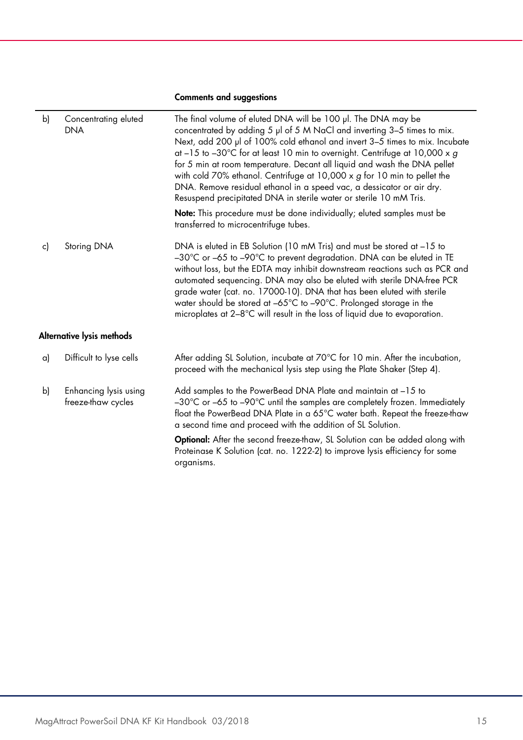| | | Comments and suggestions |
|---|---|---|
| b) | Concentrating eluted DNA | The final volume of eluted DNA will be 100 µl. The DNA may be concentrated by adding 5 µl of 5 M NaCl and inverting 3–5 times to mix. Next, add 200 µl of 100% cold ethanol and invert 3–5 times to mix. Incubate at –15 to –30°C for at least 10 min to overnight. Centrifuge at 10,000 x *g* for 5 min at room temperature. Decant all liquid and wash the DNA pellet with cold 70% ethanol. Centrifuge at 10,000 x *g* for 10 min to pellet the DNA. Remove residual ethanol in a speed vac, a dessicator or air dry. Resuspend precipitated DNA in sterile water or sterile 10 mM Tris. **Note:** This procedure must be done individually; eluted samples must be transferred to microcentrifuge tubes. |
| c) | Storing DNA | DNA is eluted in EB Solution (10 mM Tris) and must be stored at –15 to –30°C or –65 to –90°C to prevent degradation. DNA can be eluted in TE without loss, but the EDTA may inhibit downstream reactions such as PCR and automated sequencing. DNA may also be eluted with sterile DNA-free PCR grade water (cat. no. 17000-10). DNA that has been eluted with sterile water should be stored at –65°C to –90°C. Prolonged storage in the microplates at 2–8°C will result in the loss of liquid due to evaporation. |
| **Alternative lysis methods** | | |
| a) | Difficult to lyse cells | After adding SL Solution, incubate at 70°C for 10 min. After the incubation, proceed with the mechanical lysis step using the Plate Shaker (Step 4). |
| b) | Enhancing lysis using freeze-thaw cycles | Add samples to the PowerBead DNA Plate and maintain at –15 to –30°C or –65 to –90°C until the samples are completely frozen. Immediately float the PowerBead DNA Plate in a 65°C water bath. Repeat the freeze-thaw a second time and proceed with the addition of SL Solution. **Optional:** After the second freeze-thaw, SL Solution can be added along with Proteinase K Solution (cat. no. 1222-2) to improve lysis efficiency for some organisms. |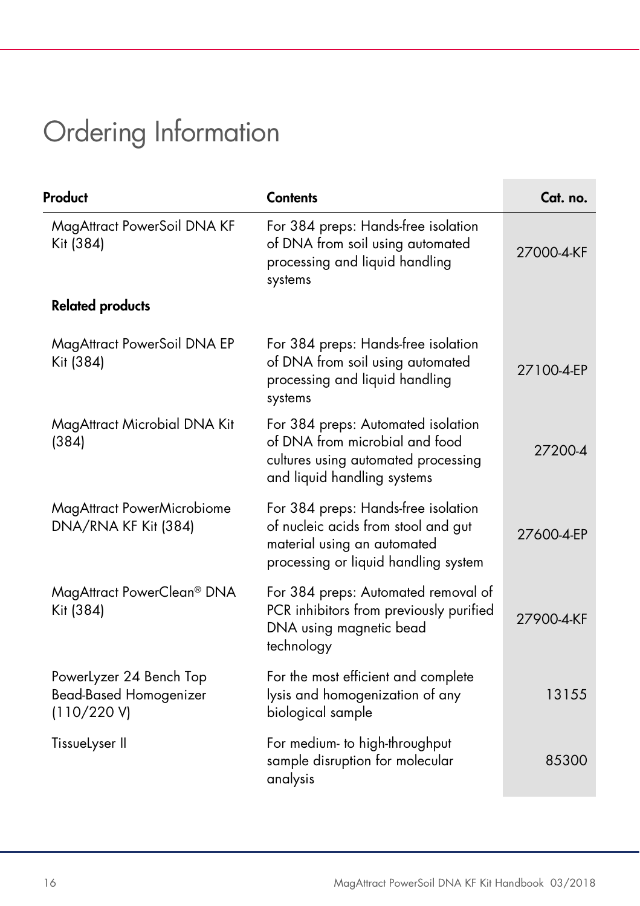# Ordering Information

| Product | Contents | Cat. no. |
|---|---|---|
| MagAttract PowerSoil DNA KF Kit (384) | For 384 preps: Hands-free isolation of DNA from soil using automated processing and liquid handling systems | 27000-4-KF |
| **Related products** | | |
| MagAttract PowerSoil DNA EP Kit (384) | For 384 preps: Hands-free isolation of DNA from soil using automated processing and liquid handling systems | 27100-4-EP |
| MagAttract Microbial DNA Kit (384) | For 384 preps: Automated isolation of DNA from microbial and food cultures using automated processing and liquid handling systems | 27200-4 |
| MagAttract PowerMicrobiome DNA/RNA KF Kit (384) | For 384 preps: Hands-free isolation of nucleic acids from stool and gut material using an automated processing or liquid handling system | 27600-4-EP |
| MagAttract PowerClean® DNA Kit (384) | For 384 preps: Automated removal of PCR inhibitors from previously purified DNA using magnetic bead technology | 27900-4-KF |
| PowerLyzer 24 Bench Top Bead-Based Homogenizer (110/220 V) | For the most efficient and complete lysis and homogenization of any biological sample | 13155 |
| TissueLyser II | For medium- to high-throughput sample disruption for molecular analysis | 85300 |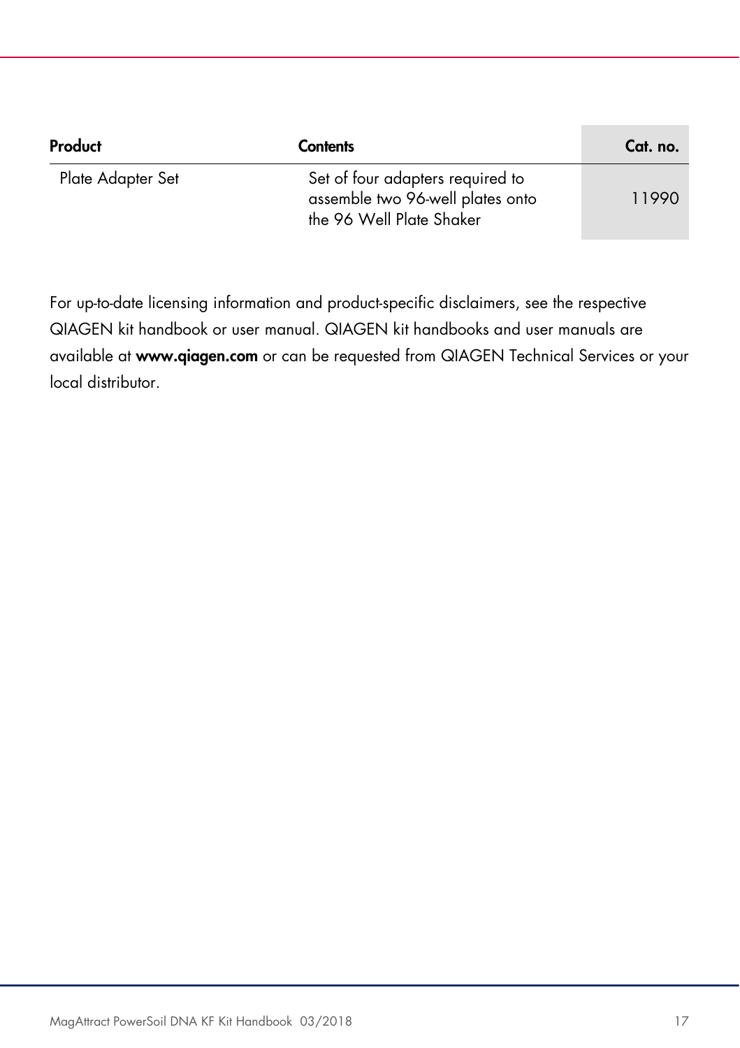| Product | Contents | Cat. no. |
|---|---|---|
| Plate Adapter Set | Set of four adapters required to assemble two 96-well plates onto the 96 Well Plate Shaker | 11990 |

For up-to-date licensing information and product-specific disclaimers, see the respective QIAGEN kit handbook or user manual. QIAGEN kit handbooks and user manuals are available at **www.qiagen.com** or can be requested from QIAGEN Technical Services or your local distributor.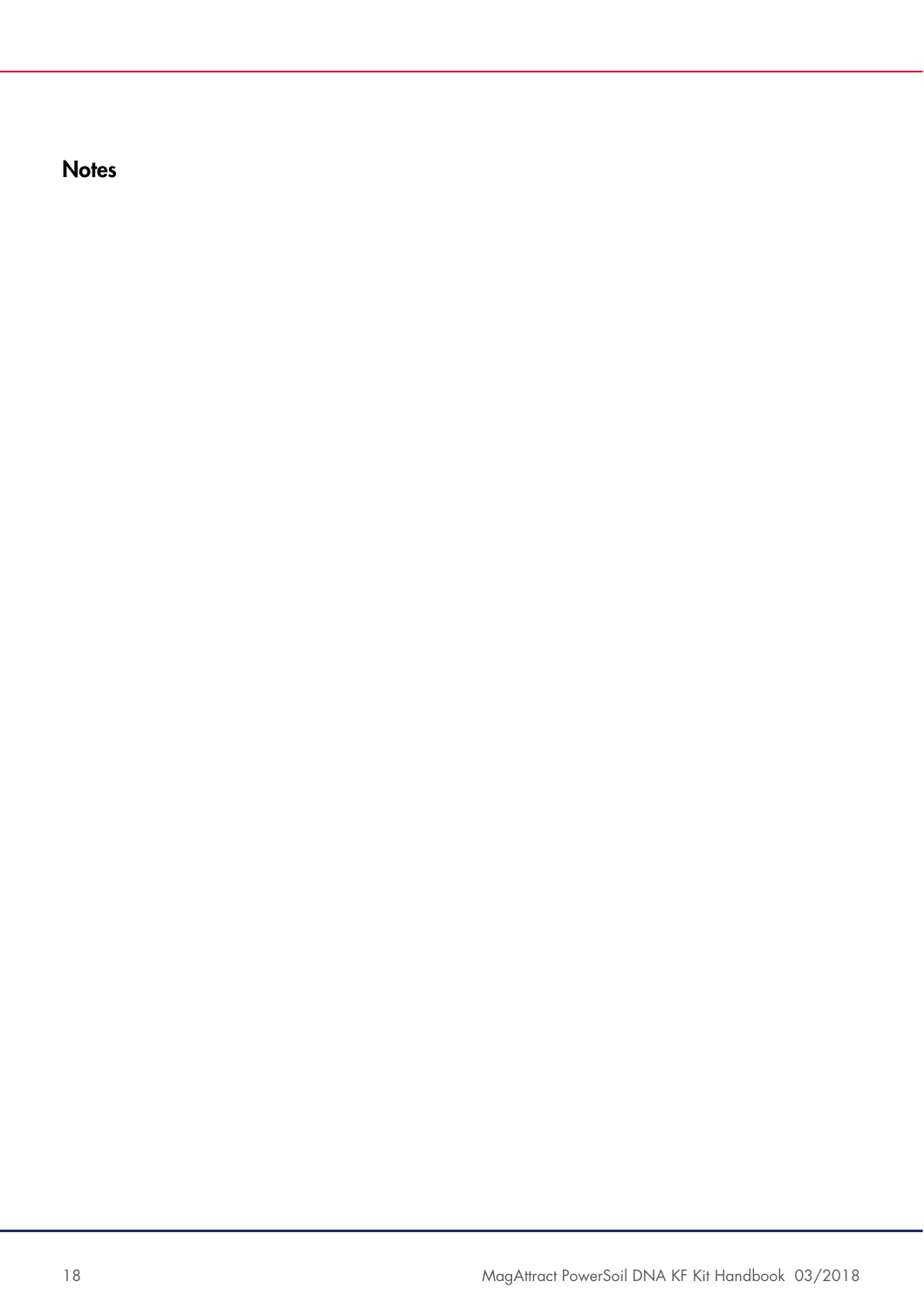# Notes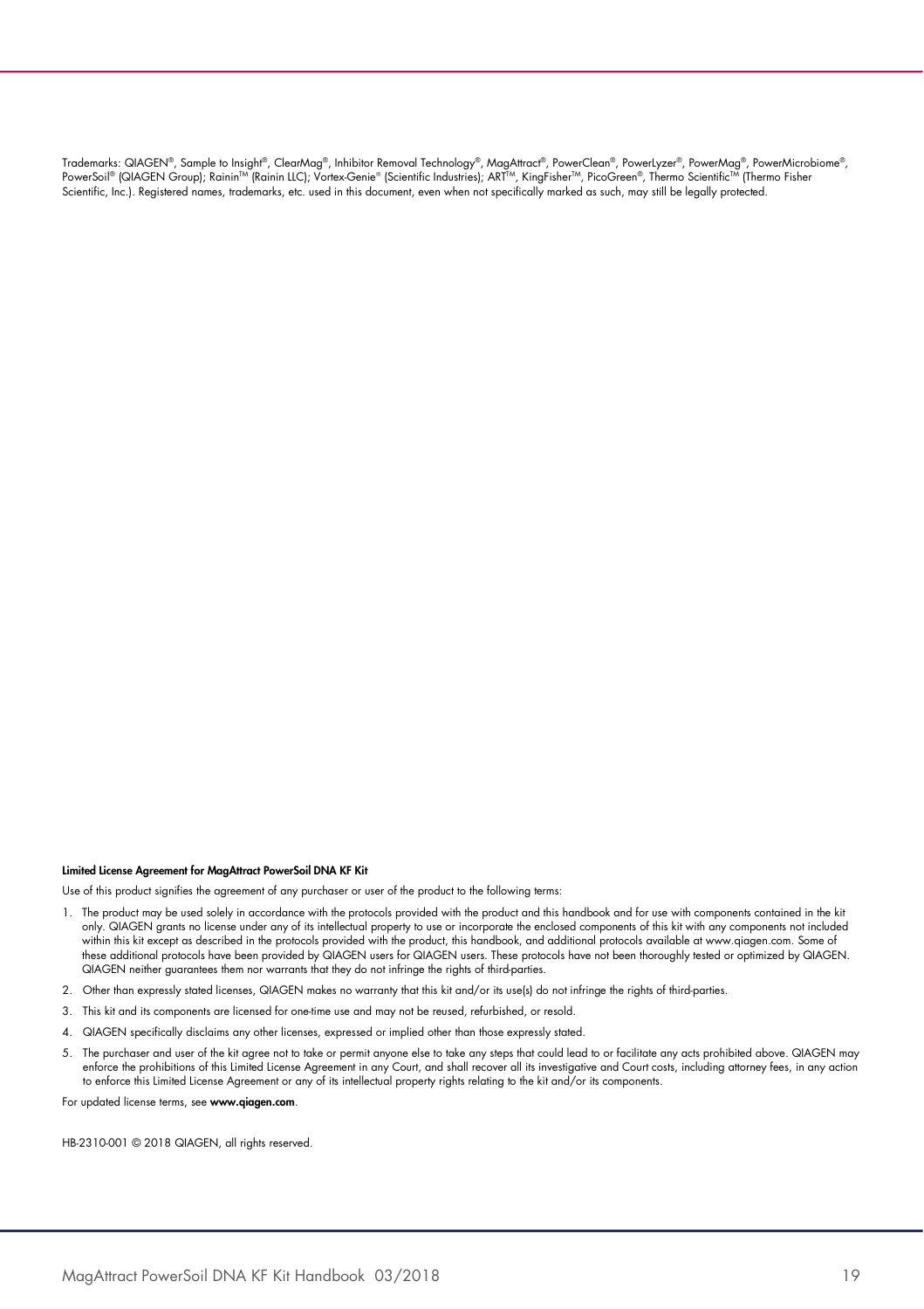Trademarks: QIAGEN®, Sample to Insight®, ClearMag®, Inhibitor Removal Technology®, MagAttract®, PowerClean®, PowerLyzer®, PowerMag®, PowerMicrobiome®, PowerSoil® (QIAGEN Group); Rainin™ (Rainin LLC); Vortex-Genie® (Scientific Industries); ART™, KingFisher™, PicoGreen®, Thermo Scientific™ (Thermo Fisher Scientific, Inc.). Registered names, trademarks, etc. used in this document, even when not specifically marked as such, may still be legally protected.

**Limited License Agreement for MagAttract PowerSoil DNA KF Kit**

Use of this product signifies the agreement of any purchaser or user of the product to the following terms:

1. The product may be used solely in accordance with the protocols provided with the product and this handbook and for use with components contained in the kit only. QIAGEN grants no license under any of its intellectual property to use or incorporate the enclosed components of this kit with any components not included within this kit except as described in the protocols provided with the product, this handbook, and additional protocols available at www.qiagen.com. Some of these additional protocols have been provided by QIAGEN users for QIAGEN users. These protocols have not been thoroughly tested or optimized by QIAGEN. QIAGEN neither guarantees them nor warrants that they do not infringe the rights of third-parties.
2. Other than expressly stated licenses, QIAGEN makes no warranty that this kit and/or its use(s) do not infringe the rights of third-parties.
3. This kit and its components are licensed for one-time use and may not be reused, refurbished, or resold.
4. QIAGEN specifically disclaims any other licenses, expressed or implied other than those expressly stated.
5. The purchaser and user of the kit agree not to take or permit anyone else to take any steps that could lead to or facilitate any acts prohibited above. QIAGEN may enforce the prohibitions of this Limited License Agreement in any Court, and shall recover all its investigative and Court costs, including attorney fees, in any action to enforce this Limited License Agreement or any of its intellectual property rights relating to the kit and/or its components.

For updated license terms, see **www.qiagen.com**.

HB-2310-001 © 2018 QIAGEN, all rights reserved.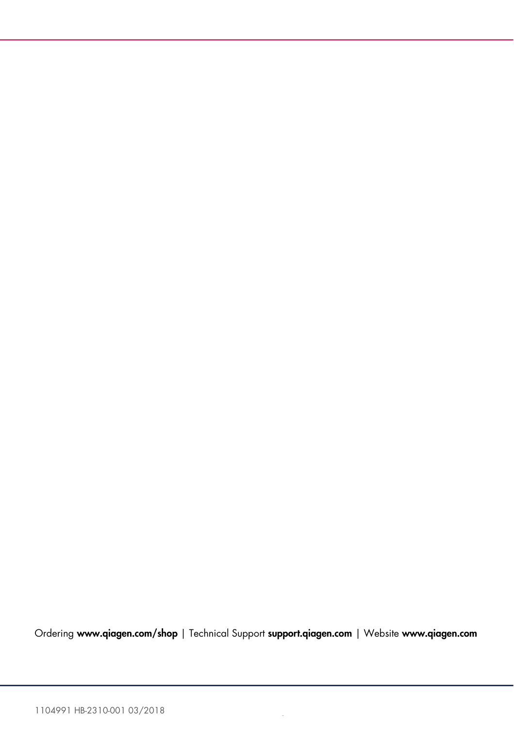Ordering **www.qiagen.com/shop** | Technical Support **support.qiagen.com** | Website **www.qiagen.com**

1104991 HB-2310-001 03/2018